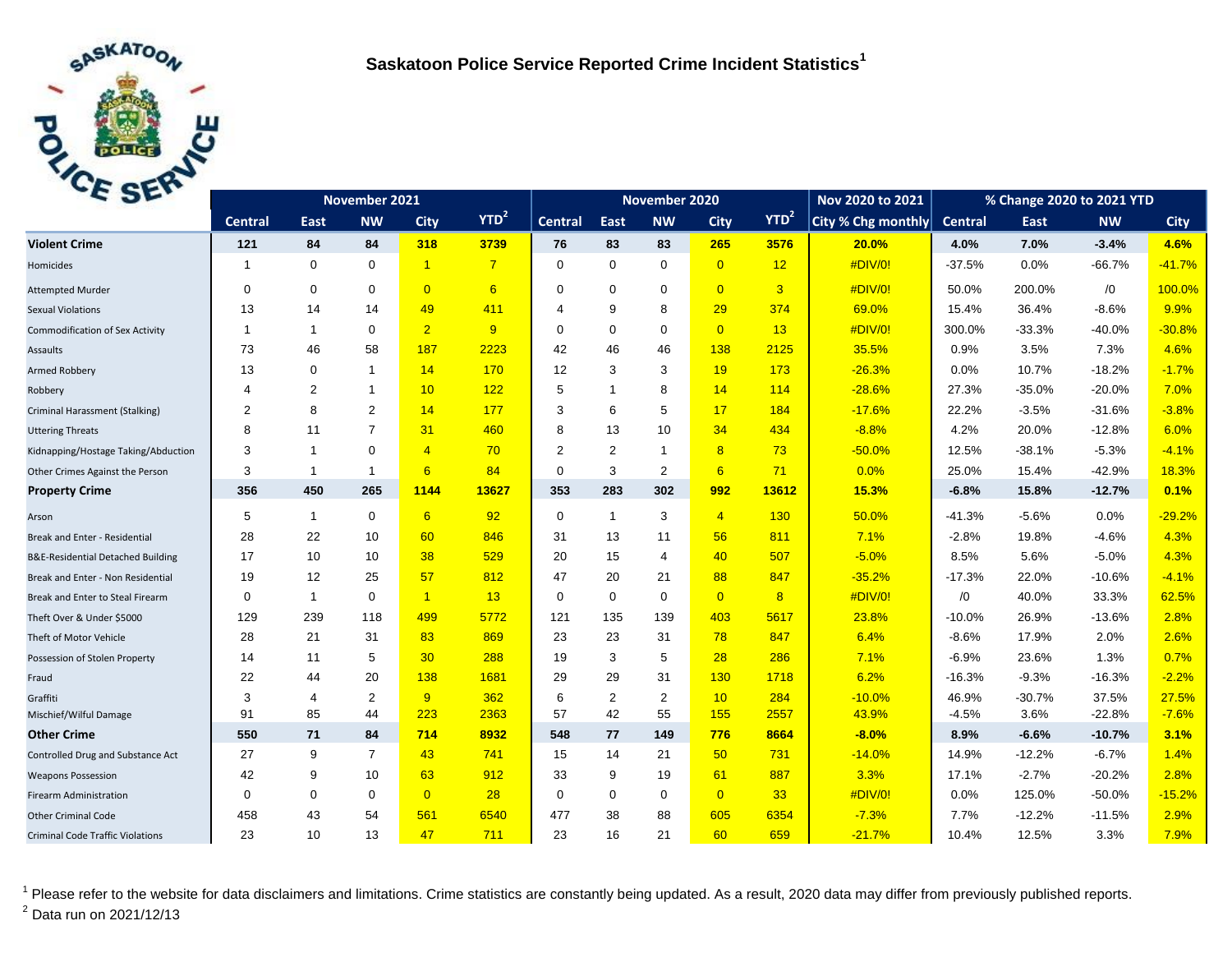# Saskatoon Police Service Reported Crime Incident Statistics[1]

| | November 2021 | | | | | November 2020 | | | | | Nov 2020 to 2021 | % Change 2020 to 2021 YTD | | | |
|---|---|---|---|---|---|---|---|---|---|---|---|---|---|---|---|
| | Central | East | NW | City | YTD[2] | Central | East | NW | City | YTD[2] | City % Chg monthly | Central | East | NW | City |
| **Violent Crime** | **121** | **84** | **84** | **318** | **3739** | **76** | **83** | **83** | **265** | **3576** | **20.0%** | **4.0%** | **7.0%** | **-3.4%** | **4.6%** |
| Homicides | 1 | 0 | 0 | 1 | 7 | 0 | 0 | 0 | 0 | 12 | #DIV/0! | -37.5% | 0.0% | -66.7% | -41.7% |
| Attempted Murder | 0 | 0 | 0 | 0 | 6 | 0 | 0 | 0 | 0 | 3 | #DIV/0! | 50.0% | 200.0% | /0 | 100.0% |
| Sexual Violations | 13 | 14 | 14 | 49 | 411 | 4 | 9 | 8 | 29 | 374 | 69.0% | 15.4% | 36.4% | -8.6% | 9.9% |
| Commodification of Sex Activity | 1 | 1 | 0 | 2 | 9 | 0 | 0 | 0 | 0 | 13 | #DIV/0! | 300.0% | -33.3% | -40.0% | -30.8% |
| Assaults | 73 | 46 | 58 | 187 | 2223 | 42 | 46 | 46 | 138 | 2125 | 35.5% | 0.9% | 3.5% | 7.3% | 4.6% |
| Armed Robbery | 13 | 0 | 1 | 14 | 170 | 12 | 3 | 3 | 19 | 173 | -26.3% | 0.0% | 10.7% | -18.2% | -1.7% |
| Robbery | 4 | 2 | 1 | 10 | 122 | 5 | 1 | 8 | 14 | 114 | -28.6% | 27.3% | -35.0% | -20.0% | 7.0% |
| Criminal Harassment (Stalking) | 2 | 8 | 2 | 14 | 177 | 3 | 6 | 5 | 17 | 184 | -17.6% | 22.2% | -3.5% | -31.6% | -3.8% |
| Uttering Threats | 8 | 11 | 7 | 31 | 460 | 8 | 13 | 10 | 34 | 434 | -8.8% | 4.2% | 20.0% | -12.8% | 6.0% |
| Kidnapping/Hostage Taking/Abduction | 3 | 1 | 0 | 4 | 70 | 2 | 2 | 1 | 8 | 73 | -50.0% | 12.5% | -38.1% | -5.3% | -4.1% |
| Other Crimes Against the Person | 3 | 1 | 1 | 6 | 84 | 0 | 3 | 2 | 6 | 71 | 0.0% | 25.0% | 15.4% | -42.9% | 18.3% |
| **Property Crime** | **356** | **450** | **265** | **1144** | **13627** | **353** | **283** | **302** | **992** | **13612** | **15.3%** | **-6.8%** | **15.8%** | **-12.7%** | **0.1%** |
| Arson | 5 | 1 | 0 | 6 | 92 | 0 | 1 | 3 | 4 | 130 | 50.0% | -41.3% | -5.6% | 0.0% | -29.2% |
| Break and Enter - Residential | 28 | 22 | 10 | 60 | 846 | 31 | 13 | 11 | 56 | 811 | 7.1% | -2.8% | 19.8% | -4.6% | 4.3% |
| B&E-Residential Detached Building | 17 | 10 | 10 | 38 | 529 | 20 | 15 | 4 | 40 | 507 | -5.0% | 8.5% | 5.6% | -5.0% | 4.3% |
| Break and Enter - Non Residential | 19 | 12 | 25 | 57 | 812 | 47 | 20 | 21 | 88 | 847 | -35.2% | -17.3% | 22.0% | -10.6% | -4.1% |
| Break and Enter to Steal Firearm | 0 | 1 | 0 | 1 | 13 | 0 | 0 | 0 | 0 | 8 | #DIV/0! | /0 | 40.0% | 33.3% | 62.5% |
| Theft Over & Under $5000 | 129 | 239 | 118 | 499 | 5772 | 121 | 135 | 139 | 403 | 5617 | 23.8% | -10.0% | 26.9% | -13.6% | 2.8% |
| Theft of Motor Vehicle | 28 | 21 | 31 | 83 | 869 | 23 | 23 | 31 | 78 | 847 | 6.4% | -8.6% | 17.9% | 2.0% | 2.6% |
| Possession of Stolen Property | 14 | 11 | 5 | 30 | 288 | 19 | 3 | 5 | 28 | 286 | 7.1% | -6.9% | 23.6% | 1.3% | 0.7% |
| Fraud | 22 | 44 | 20 | 138 | 1681 | 29 | 29 | 31 | 130 | 1718 | 6.2% | -16.3% | -9.3% | -16.3% | -2.2% |
| Graffiti | 3 | 4 | 2 | 9 | 362 | 6 | 2 | 2 | 10 | 284 | -10.0% | 46.9% | -30.7% | 37.5% | 27.5% |
| Mischief/Wilful Damage | 91 | 85 | 44 | 223 | 2363 | 57 | 42 | 55 | 155 | 2557 | 43.9% | -4.5% | 3.6% | -22.8% | -7.6% |
| **Other Crime** | **550** | **71** | **84** | **714** | **8932** | **548** | **77** | **149** | **776** | **8664** | **-8.0%** | **8.9%** | **-6.6%** | **-10.7%** | **3.1%** |
| Controlled Drug and Substance Act | 27 | 9 | 7 | 43 | 741 | 15 | 14 | 21 | 50 | 731 | -14.0% | 14.9% | -12.2% | -6.7% | 1.4% |
| Weapons Possession | 42 | 9 | 10 | 63 | 912 | 33 | 9 | 19 | 61 | 887 | 3.3% | 17.1% | -2.7% | -20.2% | 2.8% |
| Firearm Administration | 0 | 0 | 0 | 0 | 28 | 0 | 0 | 0 | 0 | 33 | #DIV/0! | 0.0% | 125.0% | -50.0% | -15.2% |
| Other Criminal Code | 458 | 43 | 54 | 561 | 6540 | 477 | 38 | 88 | 605 | 6354 | -7.3% | 7.7% | -12.2% | -11.5% | 2.9% |
| Criminal Code Traffic Violations | 23 | 10 | 13 | 47 | 711 | 23 | 16 | 21 | 60 | 659 | -21.7% | 10.4% | 12.5% | 3.3% | 7.9% |

[1] Please refer to the website for data disclaimers and limitations. Crime statistics are constantly being updated. As a result, 2020 data may differ from previously published reports.

[2] Data run on 2021/12/13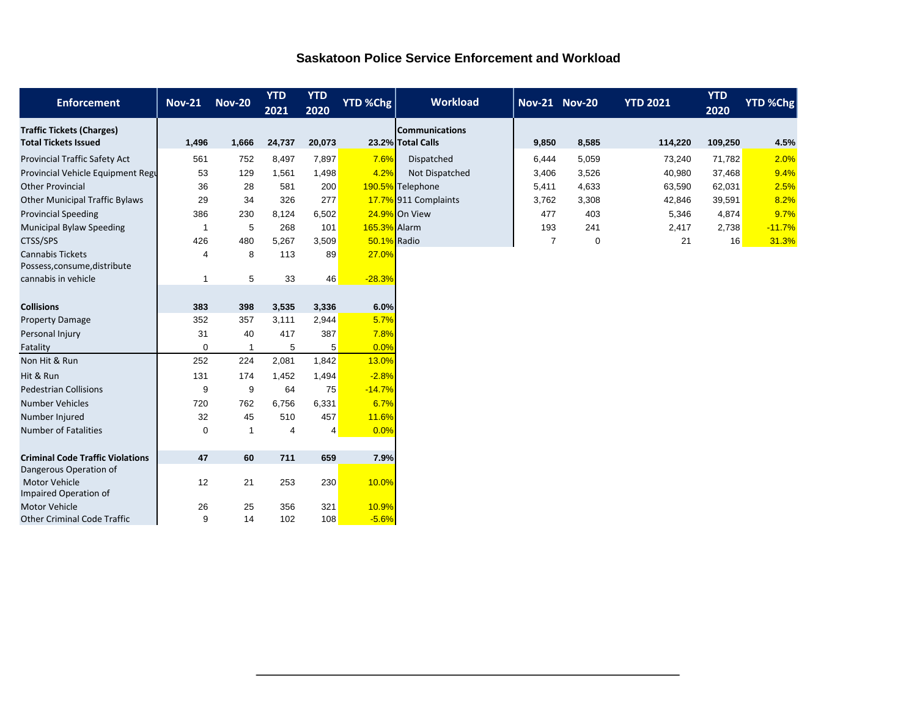# Saskatoon Police Service Enforcement and Workload

| Enforcement | Nov-21 | Nov-20 | YTD 2021 | YTD 2020 | YTD %Chg |
|---|---|---|---|---|---|
| **Traffic Tickets (Charges)** | | | | | |
| **Total Tickets Issued** | **1,496** | **1,666** | **24,737** | **20,073** | **23.2%** |
| Provincial Traffic Safety Act | 561 | 752 | 8,497 | 7,897 | 7.6% |
| Provincial Vehicle Equipment Regu | 53 | 129 | 1,561 | 1,498 | 4.2% |
| Other Provincial | 36 | 28 | 581 | 200 | 190.5% |
| Other Municipal Traffic Bylaws | 29 | 34 | 326 | 277 | 17.7% |
| Provincial Speeding | 386 | 230 | 8,124 | 6,502 | 24.9% |
| Municipal Bylaw Speeding | 1 | 5 | 268 | 101 | 165.3% |
| CTSS/SPS | 426 | 480 | 5,267 | 3,509 | 50.1% |
| Cannabis Tickets | 4 | 8 | 113 | 89 | 27.0% |
| Possess,consume,distribute cannabis in vehicle | 1 | 5 | 33 | 46 | -28.3% |
| **Collisions** | **383** | **398** | **3,535** | **3,336** | **6.0%** |
| Property Damage | 352 | 357 | 3,111 | 2,944 | 5.7% |
| Personal Injury | 31 | 40 | 417 | 387 | 7.8% |
| Fatality | 0 | 1 | 5 | 5 | 0.0% |
| Non Hit & Run | 252 | 224 | 2,081 | 1,842 | 13.0% |
| Hit & Run | 131 | 174 | 1,452 | 1,494 | -2.8% |
| Pedestrian Collisions | 9 | 9 | 64 | 75 | -14.7% |
| Number Vehicles | 720 | 762 | 6,756 | 6,331 | 6.7% |
| Number Injured | 32 | 45 | 510 | 457 | 11.6% |
| Number of Fatalities | 0 | 1 | 4 | 4 | 0.0% |
| **Criminal Code Traffic Violations** | **47** | **60** | **711** | **659** | **7.9%** |
| Dangerous Operation of Motor Vehicle | 12 | 21 | 253 | 230 | 10.0% |
| Impaired Operation of Motor Vehicle | 26 | 25 | 356 | 321 | 10.9% |
| Other Criminal Code Traffic | 9 | 14 | 102 | 108 | -5.6% |

| Workload | Nov-21 | Nov-20 | YTD 2021 | YTD 2020 | YTD %Chg |
|---|---|---|---|---|---|
| **Communications** | | | | | |
| **Total Calls** | **9,850** | **8,585** | **114,220** | **109,250** | **4.5%** |
| Dispatched | 6,444 | 5,059 | 73,240 | 71,782 | 2.0% |
| Not Dispatched | 3,406 | 3,526 | 40,980 | 37,468 | 9.4% |
| Telephone | 5,411 | 4,633 | 63,590 | 62,031 | 2.5% |
| 911 Complaints | 3,762 | 3,308 | 42,846 | 39,591 | 8.2% |
| On View | 477 | 403 | 5,346 | 4,874 | 9.7% |
| Alarm | 193 | 241 | 2,417 | 2,738 | -11.7% |
| Radio | 7 | 0 | 21 | 16 | 31.3% |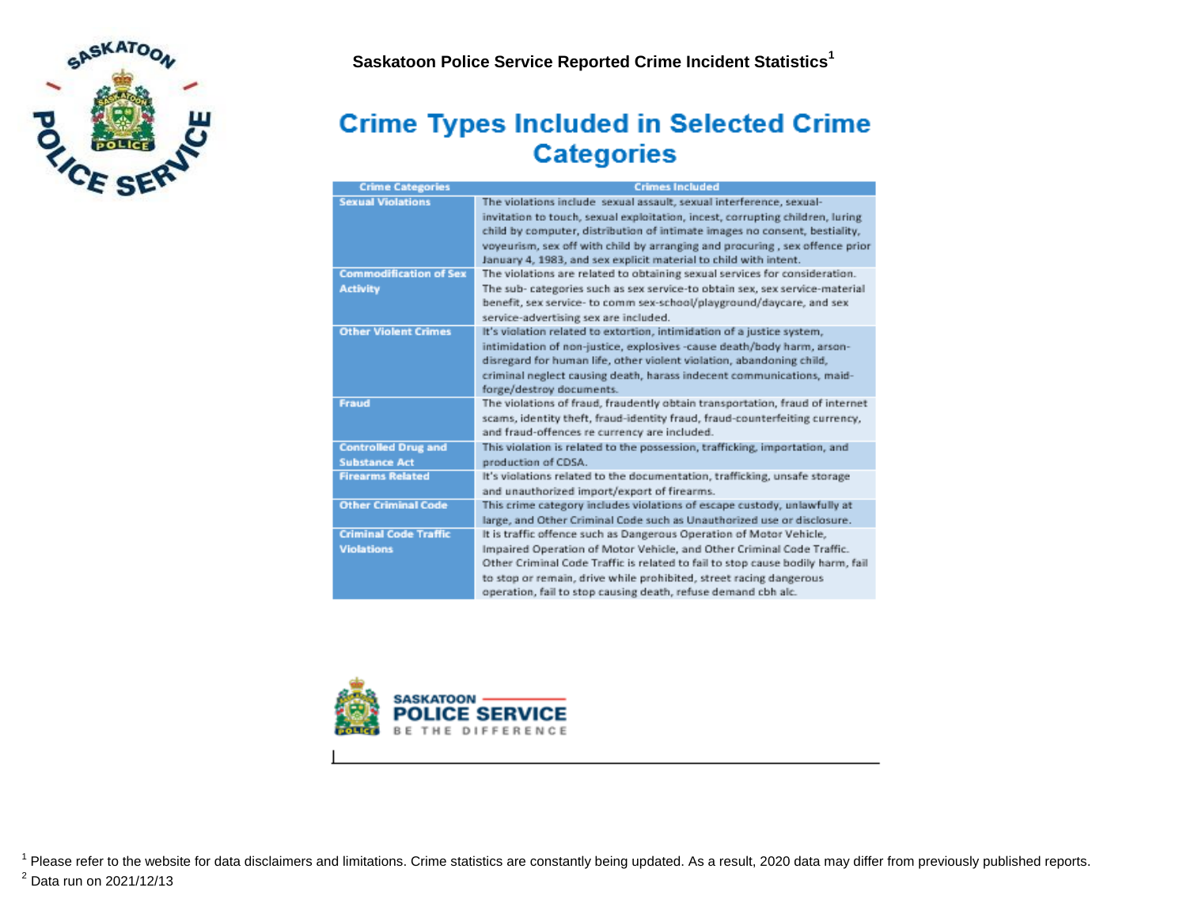**Saskatoon Police Service Reported Crime Incident Statistics[1]**

# Crime Types Included in Selected Crime Categories

| Crime Categories | Crimes Included |
| --- | --- |
| Sexual Violations | The violations include sexual assault, sexual interference, sexual-invitation to touch, sexual exploitation, incest, corrupting children, luring child by computer, distribution of intimate images no consent, bestiality, voyeurism, sex off with child by arranging and procuring , sex offence prior January 4, 1983, and sex explicit material to child with intent. |
| Commodification of Sex Activity | The violations are related to obtaining sexual services for consideration. The sub- categories such as sex service-to obtain sex, sex service-material benefit, sex service- to comm sex-school/playground/daycare, and sex service-advertising sex are included. |
| Other Violent Crimes | It's violation related to extortion, intimidation of a justice system, intimidation of non-justice, explosives -cause death/body harm, arson-disregard for human life, other violent violation, abandoning child, criminal neglect causing death, harass indecent communications, maid-forge/destroy documents. |
| Fraud | The violations of fraud, fraudently obtain transportation, fraud of internet scams, identity theft, fraud-identity fraud, fraud-counterfeiting currency, and fraud-offences re currency are included. |
| Controlled Drug and Substance Act | This violation is related to the possession, trafficking, importation, and production of CDSA. |
| Firearms Related | It's violations related to the documentation, trafficking, unsafe storage and unauthorized import/export of firearms. |
| Other Criminal Code | This crime category includes violations of escape custody, unlawfully at large, and Other Criminal Code such as Unauthorized use or disclosure. |
| Criminal Code Traffic Violations | It is traffic offence such as Dangerous Operation of Motor Vehicle, Impaired Operation of Motor Vehicle, and Other Criminal Code Traffic. Other Criminal Code Traffic is related to fail to stop cause bodily harm, fail to stop or remain, drive while prohibited, street racing dangerous operation, fail to stop causing death, refuse demand cbh alc. |

SASKATOON POLICE SERVICE
BE THE DIFFERENCE

[1] Please refer to the website for data disclaimers and limitations. Crime statistics are constantly being updated. As a result, 2020 data may differ from previously published reports.

[2] Data run on 2021/12/13